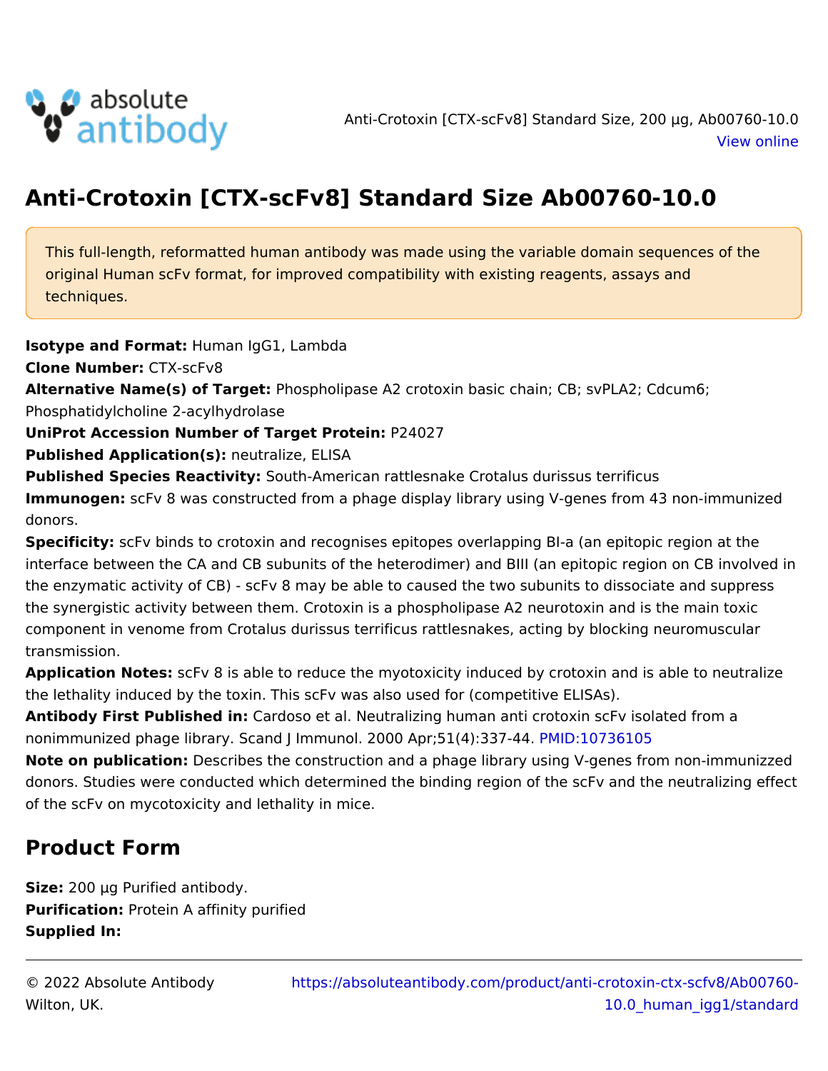Anti-Crotoxin [CTX-scFv8] Standard Size, 200 µg, Ab00760-10.0
View online

# Anti-Crotoxin [CTX-scFv8] Standard Size Ab00760-10.0

This full-length, reformatted human antibody was made using the variable domain sequences of the original Human scFv format, for improved compatibility with existing reagents, assays and techniques.

**Isotype and Format:** Human IgG1, Lambda
**Clone Number:** CTX-scFv8
**Alternative Name(s) of Target:** Phospholipase A2 crotoxin basic chain; CB; svPLA2; Cdcum6; Phosphatidylcholine 2-acylhydrolase
**UniProt Accession Number of Target Protein:** P24027
**Published Application(s):** neutralize, ELISA
**Published Species Reactivity:** South-American rattlesnake Crotalus durissus terrificus
**Immunogen:** scFv 8 was constructed from a phage display library using V-genes from 43 non-immunized donors.
**Specificity:** scFv binds to crotoxin and recognises epitopes overlapping BI-a (an epitopic region at the interface between the CA and CB subunits of the heterodimer) and BIII (an epitopic region on CB involved in the enzymatic activity of CB) - scFv 8 may be able to caused the two subunits to dissociate and suppress the synergistic activity between them. Crotoxin is a phospholipase A2 neurotoxin and is the main toxic component in venome from Crotalus durissus terrificus rattlesnakes, acting by blocking neuromuscular transmission.
**Application Notes:** scFv 8 is able to reduce the myotoxicity induced by crotoxin and is able to neutralize the lethality induced by the toxin. This scFv was also used for (competitive ELISAs).
**Antibody First Published in:** Cardoso et al. Neutralizing human anti crotoxin scFv isolated from a nonimmunized phage library. Scand J Immunol. 2000 Apr;51(4):337-44. PMID:10736105
**Note on publication:** Describes the construction and a phage library using V-genes from non-immunizzed donors. Studies were conducted which determined the binding region of the scFv and the neutralizing effect of the scFv on mycotoxicity and lethality in mice.

## Product Form

**Size:** 200 µg Purified antibody.
**Purification:** Protein A affinity purified
**Supplied In:**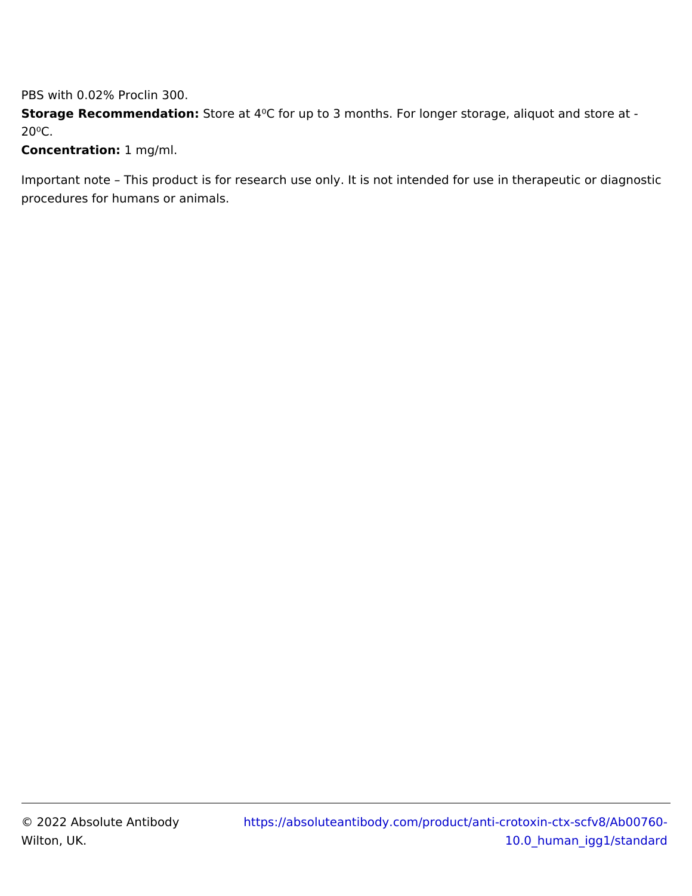PBS with 0.02% Proclin 300.

**Storage Recommendation:** Store at 4ºC for up to 3 months. For longer storage, aliquot and store at -20ºC.

**Concentration:** 1 mg/ml.

Important note – This product is for research use only. It is not intended for use in therapeutic or diagnostic procedures for humans or animals.